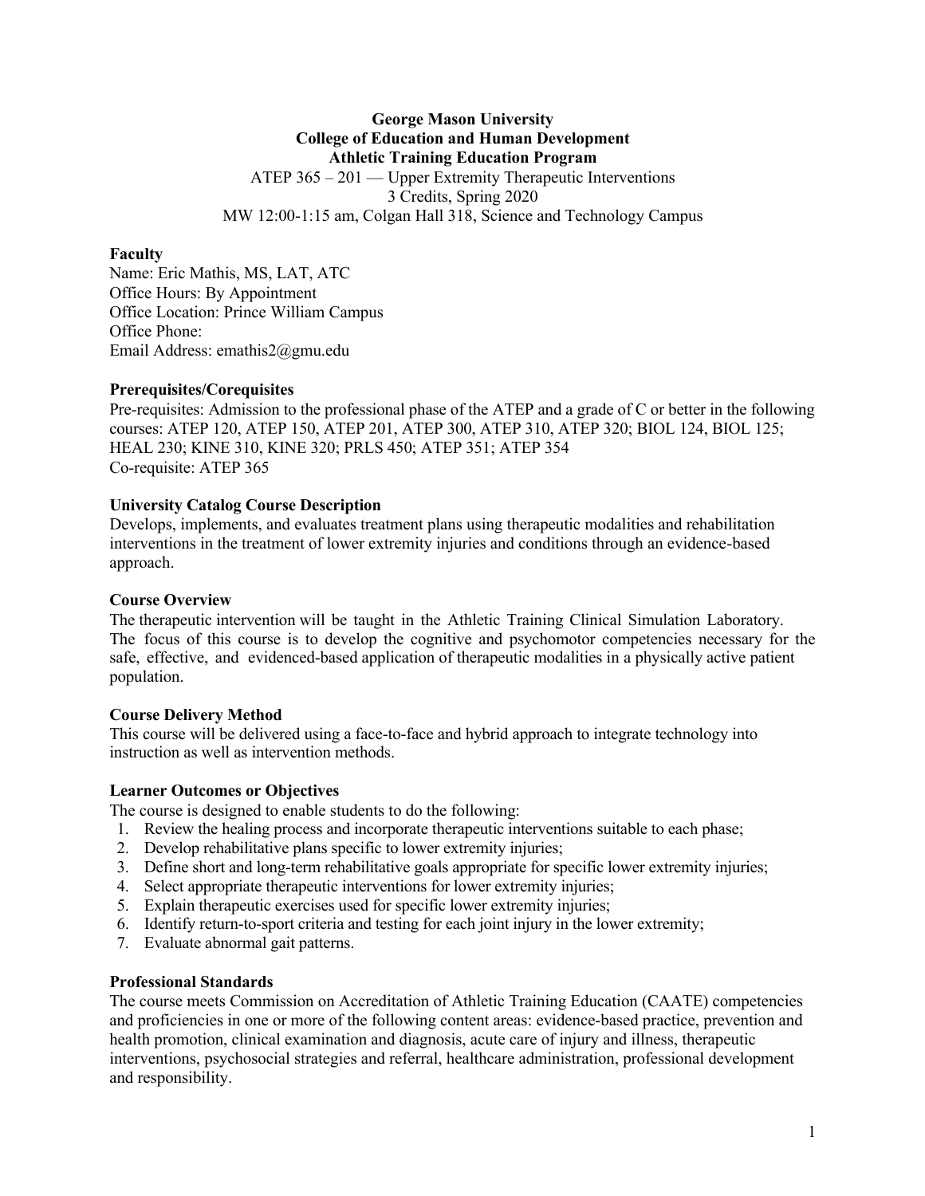**George Mason University**
**College of Education and Human Development**
**Athletic Training Education Program**

ATEP 365 – 201 — Upper Extremity Therapeutic Interventions
3 Credits, Spring 2020
MW 12:00-1:15 am, Colgan Hall 318, Science and Technology Campus

## Faculty

Name: Eric Mathis, MS, LAT, ATC
Office Hours: By Appointment
Office Location: Prince William Campus
Office Phone:
Email Address: emathis2@gmu.edu

## Prerequisites/Corequisites

Pre-requisites: Admission to the professional phase of the ATEP and a grade of C or better in the following courses: ATEP 120, ATEP 150, ATEP 201, ATEP 300, ATEP 310, ATEP 320; BIOL 124, BIOL 125; HEAL 230; KINE 310, KINE 320; PRLS 450; ATEP 351; ATEP 354
Co-requisite: ATEP 365

## University Catalog Course Description

Develops, implements, and evaluates treatment plans using therapeutic modalities and rehabilitation interventions in the treatment of lower extremity injuries and conditions through an evidence-based approach.

## Course Overview

The therapeutic intervention will be taught in the Athletic Training Clinical Simulation Laboratory. The focus of this course is to develop the cognitive and psychomotor competencies necessary for the safe, effective, and evidenced-based application of therapeutic modalities in a physically active patient population.

## Course Delivery Method

This course will be delivered using a face-to-face and hybrid approach to integrate technology into instruction as well as intervention methods.

## Learner Outcomes or Objectives

The course is designed to enable students to do the following:

1. Review the healing process and incorporate therapeutic interventions suitable to each phase;
2. Develop rehabilitative plans specific to lower extremity injuries;
3. Define short and long-term rehabilitative goals appropriate for specific lower extremity injuries;
4. Select appropriate therapeutic interventions for lower extremity injuries;
5. Explain therapeutic exercises used for specific lower extremity injuries;
6. Identify return-to-sport criteria and testing for each joint injury in the lower extremity;
7. Evaluate abnormal gait patterns.

## Professional Standards

The course meets Commission on Accreditation of Athletic Training Education (CAATE) competencies and proficiencies in one or more of the following content areas: evidence-based practice, prevention and health promotion, clinical examination and diagnosis, acute care of injury and illness, therapeutic interventions, psychosocial strategies and referral, healthcare administration, professional development and responsibility.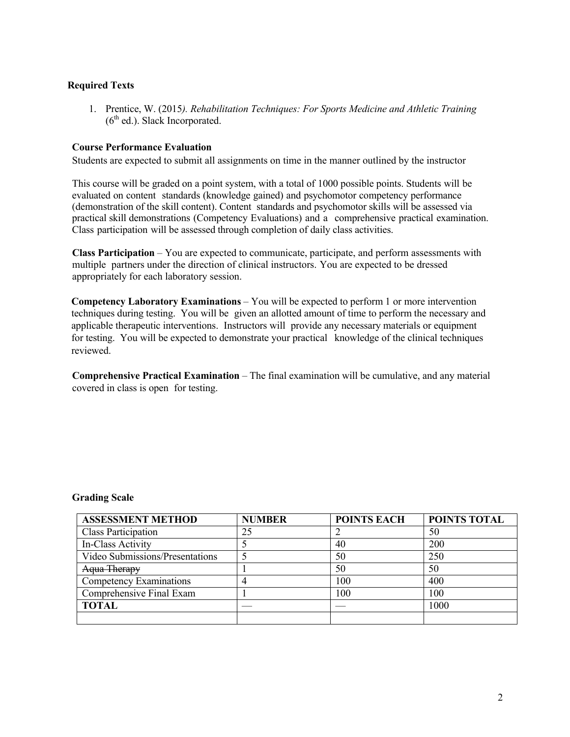**Required Texts**

1. Prentice, W. (2015*). Rehabilitation Techniques: For Sports Medicine and Athletic Training* (6th ed.). Slack Incorporated.

**Course Performance Evaluation**

Students are expected to submit all assignments on time in the manner outlined by the instructor

This course will be graded on a point system, with a total of 1000 possible points. Students will be evaluated on content standards (knowledge gained) and psychomotor competency performance (demonstration of the skill content). Content standards and psychomotor skills will be assessed via practical skill demonstrations (Competency Evaluations) and a comprehensive practical examination. Class participation will be assessed through completion of daily class activities.

**Class Participation** – You are expected to communicate, participate, and perform assessments with multiple partners under the direction of clinical instructors. You are expected to be dressed appropriately for each laboratory session.

**Competency Laboratory Examinations** – You will be expected to perform 1 or more intervention techniques during testing. You will be given an allotted amount of time to perform the necessary and applicable therapeutic interventions. Instructors will provide any necessary materials or equipment for testing. You will be expected to demonstrate your practical knowledge of the clinical techniques reviewed.

**Comprehensive Practical Examination** – The final examination will be cumulative, and any material covered in class is open for testing.

**Grading Scale**

| ASSESSMENT METHOD | NUMBER | POINTS EACH | POINTS TOTAL |
|---|---|---|---|
| Class Participation | 25 | 2 | 50 |
| In-Class Activity | 5 | 40 | 200 |
| Video Submissions/Presentations | 5 | 50 | 250 |
| ~~Aqua Therapy~~ | 1 | 50 | 50 |
| Competency Examinations | 4 | 100 | 400 |
| Comprehensive Final Exam | 1 | 100 | 100 |
| **TOTAL** | — | — | 1000 |
| | | | |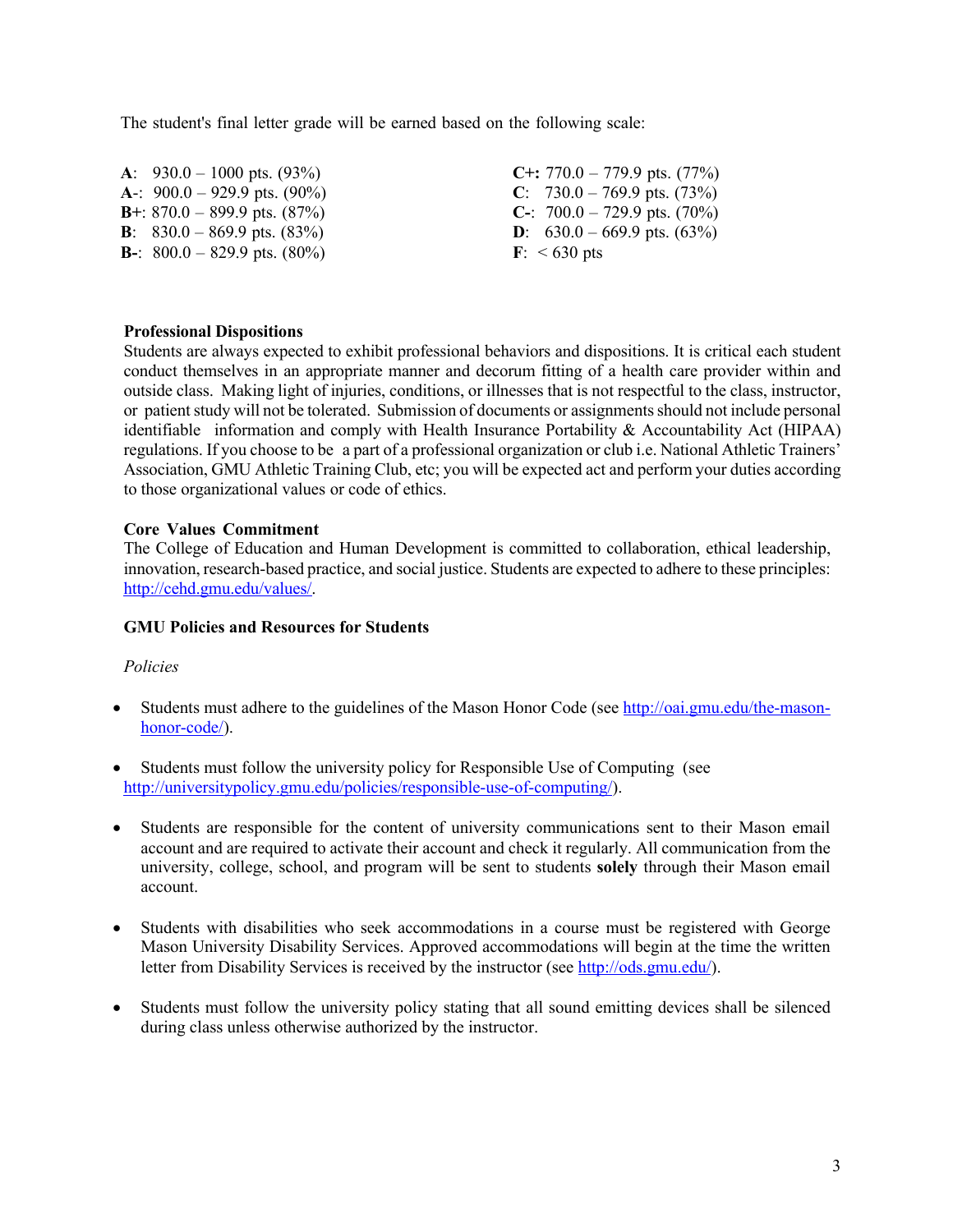The student's final letter grade will be earned based on the following scale:

**A**: 930.0 – 1000 pts. (93%)
**A-**: 900.0 – 929.9 pts. (90%)
**B+**: 870.0 – 899.9 pts. (87%)
**B**: 830.0 – 869.9 pts. (83%)
**B-**: 800.0 – 829.9 pts. (80%)
**C+:** 770.0 – 779.9 pts. (77%)
**C**: 730.0 – 769.9 pts. (73%)
**C-**: 700.0 – 729.9 pts. (70%)
**D**: 630.0 – 669.9 pts. (63%)
**F**: < 630 pts

**Professional Dispositions**

Students are always expected to exhibit professional behaviors and dispositions. It is critical each student conduct themselves in an appropriate manner and decorum fitting of a health care provider within and outside class. Making light of injuries, conditions, or illnesses that is not respectful to the class, instructor, or patient study will not be tolerated. Submission of documents or assignments should not include personal identifiable information and comply with Health Insurance Portability & Accountability Act (HIPAA) regulations. If you choose to be a part of a professional organization or club i.e. National Athletic Trainers' Association, GMU Athletic Training Club, etc; you will be expected act and perform your duties according to those organizational values or code of ethics.

**Core Values Commitment**

The College of Education and Human Development is committed to collaboration, ethical leadership, innovation, research-based practice, and social justice. Students are expected to adhere to these principles: http://cehd.gmu.edu/values/.

**GMU Policies and Resources for Students**

*Policies*

- Students must adhere to the guidelines of the Mason Honor Code (see http://oai.gmu.edu/the-mason-honor-code/).
- Students must follow the university policy for Responsible Use of Computing (see http://universitypolicy.gmu.edu/policies/responsible-use-of-computing/).
- Students are responsible for the content of university communications sent to their Mason email account and are required to activate their account and check it regularly. All communication from the university, college, school, and program will be sent to students **solely** through their Mason email account.
- Students with disabilities who seek accommodations in a course must be registered with George Mason University Disability Services. Approved accommodations will begin at the time the written letter from Disability Services is received by the instructor (see http://ods.gmu.edu/).
- Students must follow the university policy stating that all sound emitting devices shall be silenced during class unless otherwise authorized by the instructor.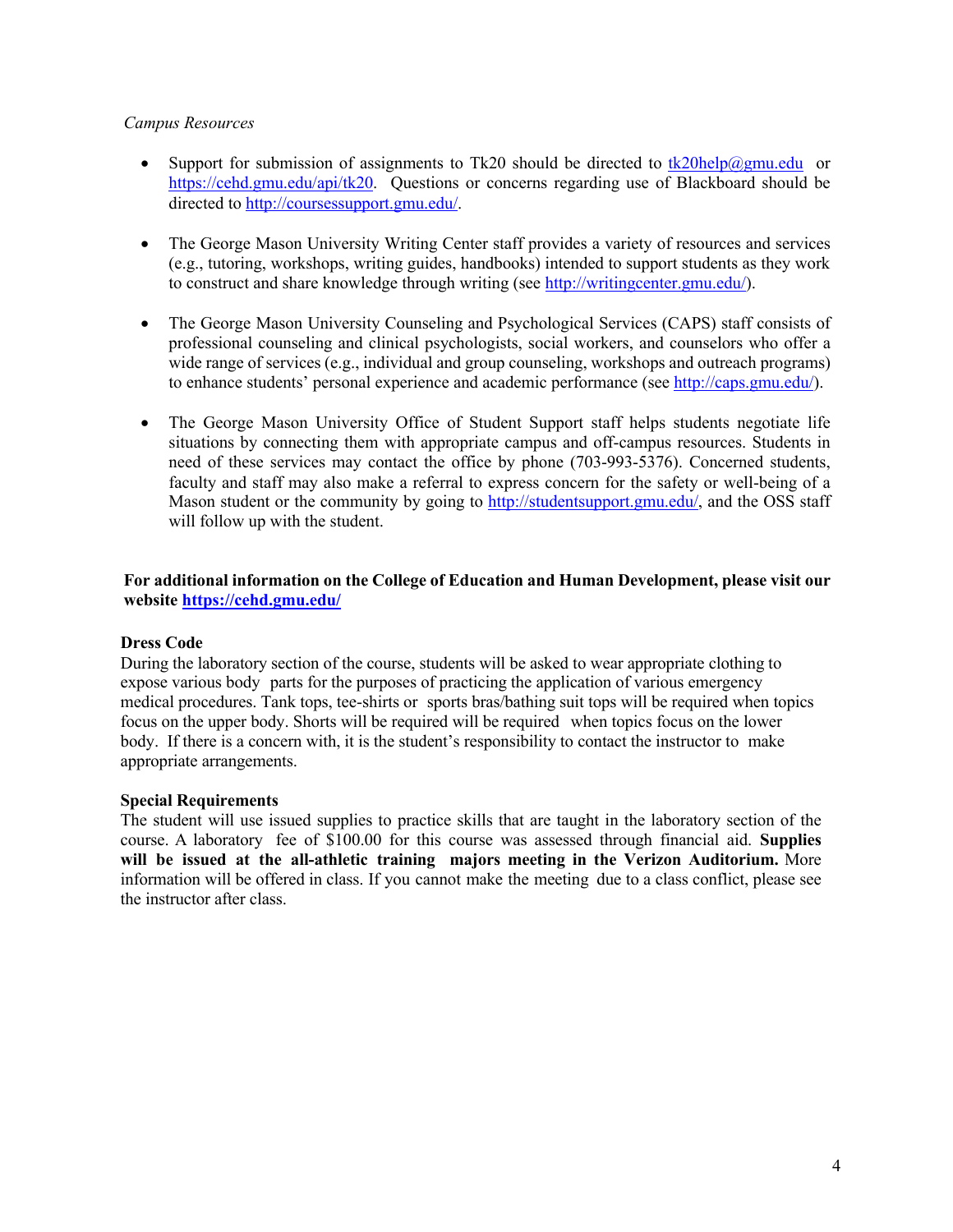*Campus Resources*

- Support for submission of assignments to Tk20 should be directed to tk20help@gmu.edu or https://cehd.gmu.edu/api/tk20. Questions or concerns regarding use of Blackboard should be directed to http://coursessupport.gmu.edu/.

- The George Mason University Writing Center staff provides a variety of resources and services (e.g., tutoring, workshops, writing guides, handbooks) intended to support students as they work to construct and share knowledge through writing (see http://writingcenter.gmu.edu/).

- The George Mason University Counseling and Psychological Services (CAPS) staff consists of professional counseling and clinical psychologists, social workers, and counselors who offer a wide range of services (e.g., individual and group counseling, workshops and outreach programs) to enhance students' personal experience and academic performance (see http://caps.gmu.edu/).

- The George Mason University Office of Student Support staff helps students negotiate life situations by connecting them with appropriate campus and off-campus resources. Students in need of these services may contact the office by phone (703-993-5376). Concerned students, faculty and staff may also make a referral to express concern for the safety or well-being of a Mason student or the community by going to http://studentsupport.gmu.edu/, and the OSS staff will follow up with the student.

**For additional information on the College of Education and Human Development, please visit our website https://cehd.gmu.edu/**

**Dress Code**

During the laboratory section of the course, students will be asked to wear appropriate clothing to expose various body parts for the purposes of practicing the application of various emergency medical procedures. Tank tops, tee-shirts or sports bras/bathing suit tops will be required when topics focus on the upper body. Shorts will be required will be required when topics focus on the lower body. If there is a concern with, it is the student's responsibility to contact the instructor to make appropriate arrangements.

**Special Requirements**

The student will use issued supplies to practice skills that are taught in the laboratory section of the course. A laboratory fee of $100.00 for this course was assessed through financial aid. **Supplies will be issued at the all-athletic training majors meeting in the Verizon Auditorium.** More information will be offered in class. If you cannot make the meeting due to a class conflict, please see the instructor after class.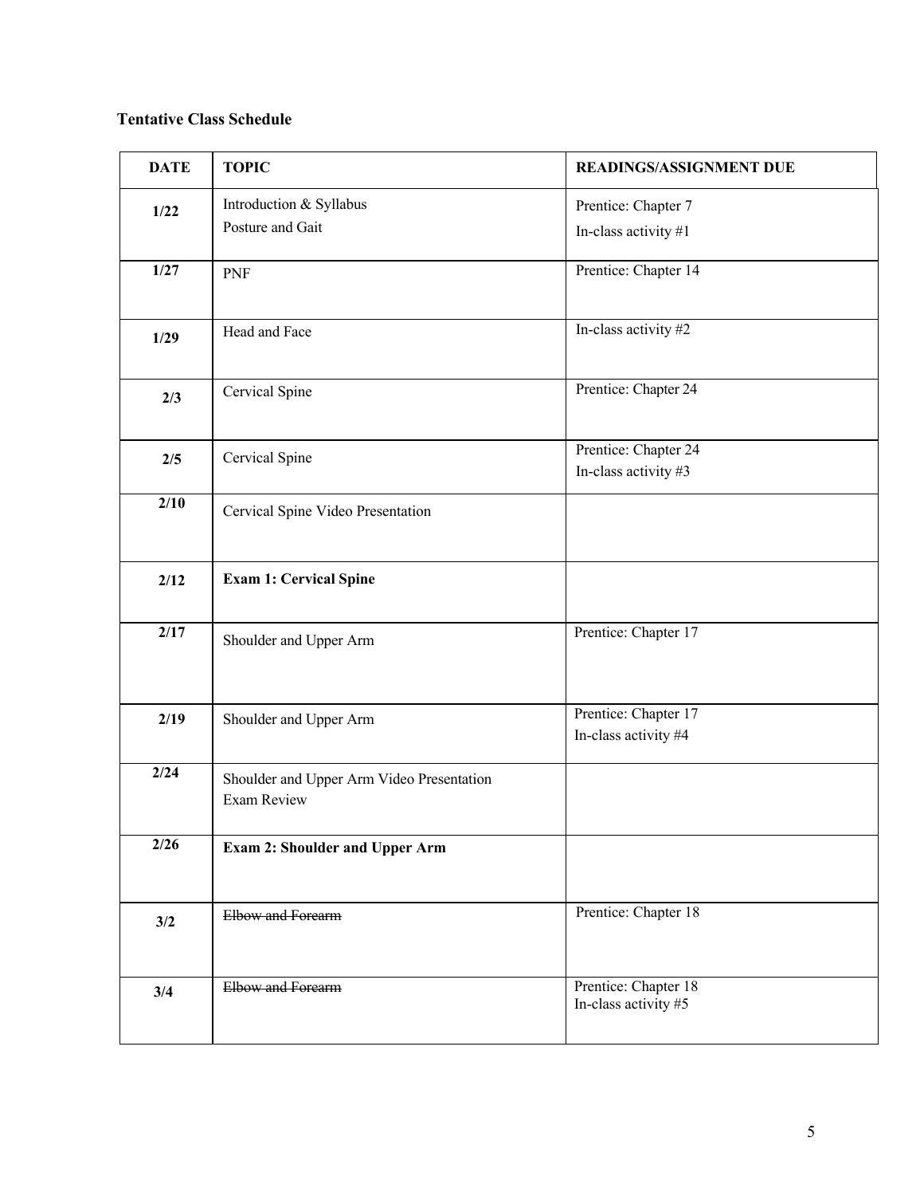**Tentative Class Schedule**

| DATE | TOPIC | READINGS/ASSIGNMENT DUE |
|---|---|---|
| **1/22** | Introduction & Syllabus<br>Posture and Gait | Prentice: Chapter 7<br>In-class activity #1 |
| **1/27** | PNF | Prentice: Chapter 14 |
| **1/29** | Head and Face | In-class activity #2 |
| **2/3** | Cervical Spine | Prentice: Chapter 24 |
| **2/5** | Cervical Spine | Prentice: Chapter 24<br>In-class activity #3 |
| **2/10** | Cervical Spine Video Presentation | |
| **2/12** | **Exam 1: Cervical Spine** | |
| **2/17** | Shoulder and Upper Arm | Prentice: Chapter 17 |
| **2/19** | Shoulder and Upper Arm | Prentice: Chapter 17<br>In-class activity #4 |
| **2/24** | Shoulder and Upper Arm Video Presentation<br>Exam Review | |
| **2/26** | **Exam 2: Shoulder and Upper Arm** | |
| **3/2** | ~~Elbow and Forearm~~ | Prentice: Chapter 18 |
| **3/4** | ~~Elbow and Forearm~~ | Prentice: Chapter 18<br>In-class activity #5 |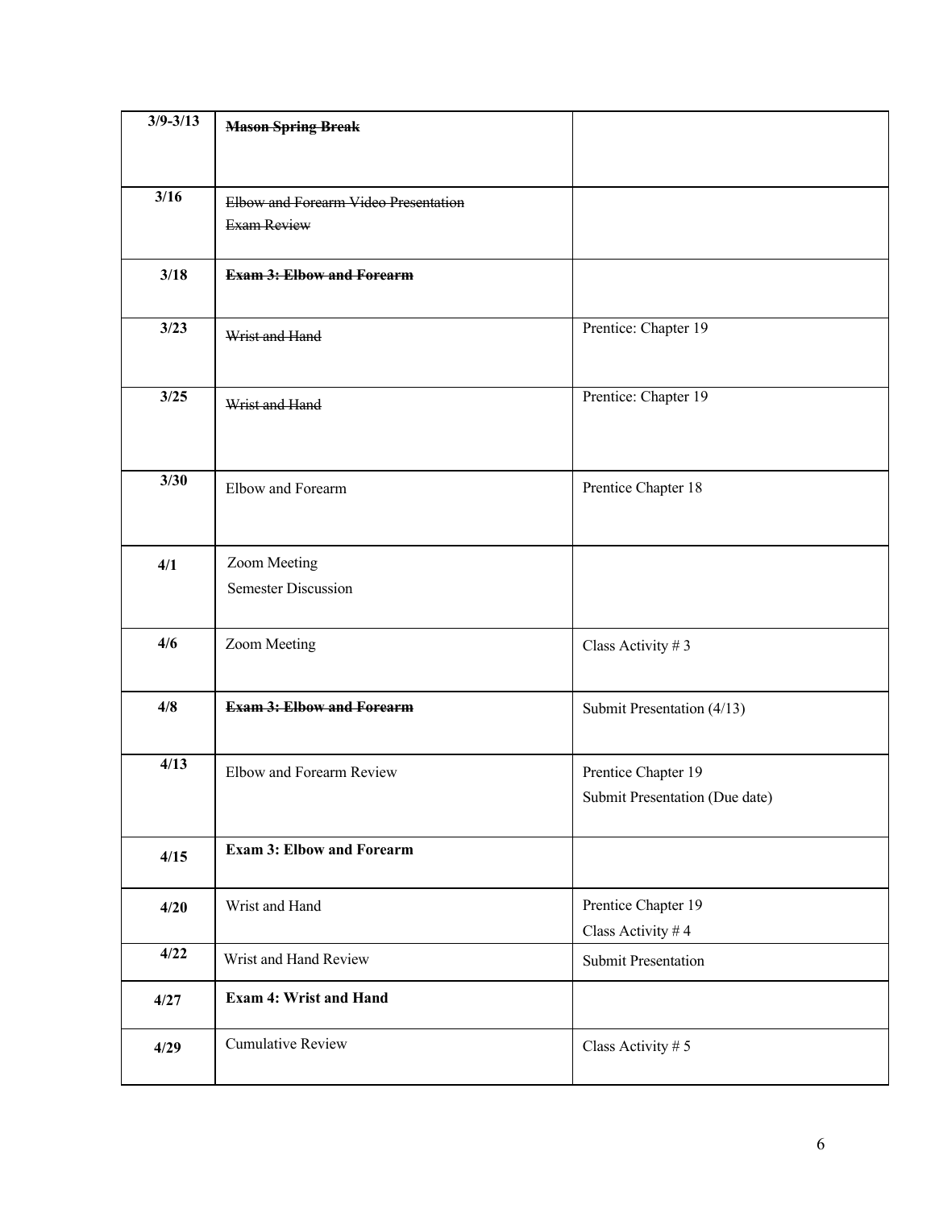| 3/9-3/13 | ~~**Mason Spring Break**~~ | |
|---|---|---|
| 3/16 | ~~Elbow and Forearm Video Presentation~~<br>~~Exam Review~~ | |
| 3/18 | ~~**Exam 3: Elbow and Forearm**~~ | |
| 3/23 | ~~Wrist and Hand~~ | Prentice: Chapter 19 |
| 3/25 | ~~Wrist and Hand~~ | Prentice: Chapter 19 |
| 3/30 | Elbow and Forearm | Prentice Chapter 18 |
| 4/1 | Zoom Meeting<br>Semester Discussion | |
| 4/6 | Zoom Meeting | Class Activity # 3 |
| 4/8 | ~~**Exam 3: Elbow and Forearm**~~ | Submit Presentation (4/13) |
| 4/13 | Elbow and Forearm Review | Prentice Chapter 19<br>Submit Presentation (Due date) |
| 4/15 | **Exam 3: Elbow and Forearm** | |
| 4/20 | Wrist and Hand | Prentice Chapter 19<br>Class Activity # 4 |
| 4/22 | Wrist and Hand Review | Submit Presentation |
| 4/27 | **Exam 4: Wrist and Hand** | |
| 4/29 | Cumulative Review | Class Activity # 5 |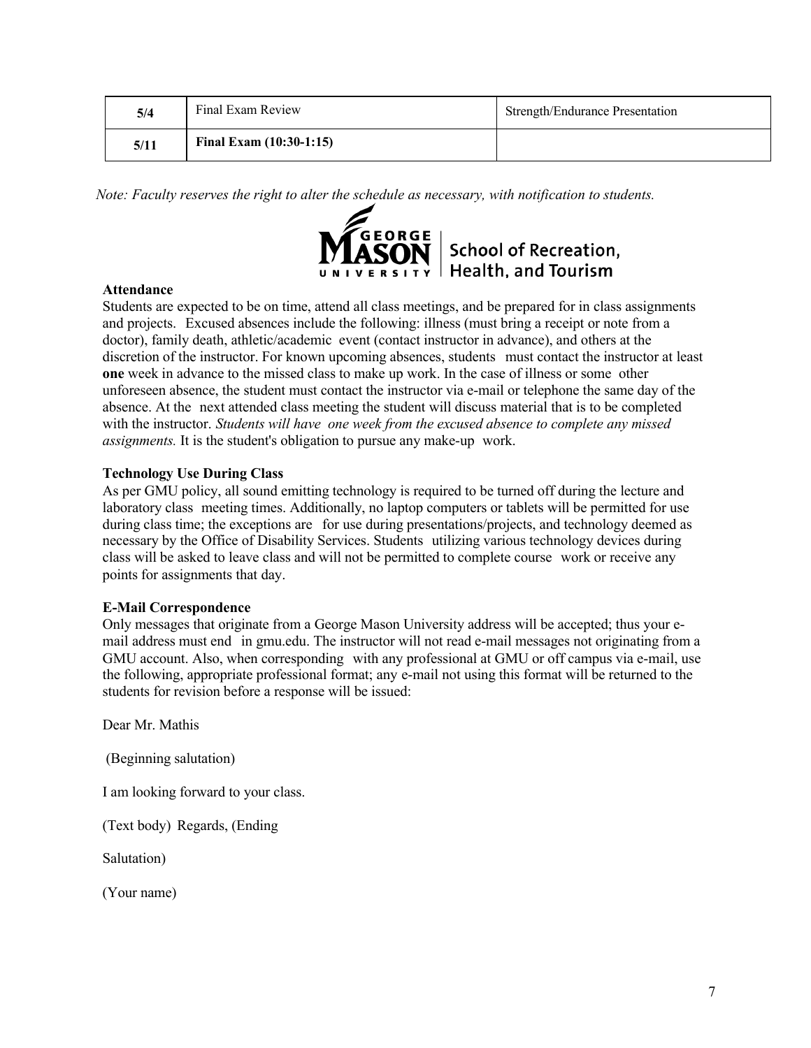| 5/4 | Final Exam Review | Strength/Endurance Presentation |
|---|---|---|
| 5/11 | **Final Exam (10:30-1:15)** | |

*Note: Faculty reserves the right to alter the schedule as necessary, with notification to students.*

GEORGE MASON UNIVERSITY | School of Recreation, Health, and Tourism

**Attendance**

Students are expected to be on time, attend all class meetings, and be prepared for in class assignments and projects. Excused absences include the following: illness (must bring a receipt or note from a doctor), family death, athletic/academic event (contact instructor in advance), and others at the discretion of the instructor. For known upcoming absences, students must contact the instructor at least **one** week in advance to the missed class to make up work. In the case of illness or some other unforeseen absence, the student must contact the instructor via e-mail or telephone the same day of the absence. At the next attended class meeting the student will discuss material that is to be completed with the instructor. *Students will have one week from the excused absence to complete any missed assignments.* It is the student's obligation to pursue any make-up work.

**Technology Use During Class**

As per GMU policy, all sound emitting technology is required to be turned off during the lecture and laboratory class meeting times. Additionally, no laptop computers or tablets will be permitted for use during class time; the exceptions are for use during presentations/projects, and technology deemed as necessary by the Office of Disability Services. Students utilizing various technology devices during class will be asked to leave class and will not be permitted to complete course work or receive any points for assignments that day.

**E-Mail Correspondence**

Only messages that originate from a George Mason University address will be accepted; thus your e-mail address must end in gmu.edu. The instructor will not read e-mail messages not originating from a GMU account. Also, when corresponding with any professional at GMU or off campus via e-mail, use the following, appropriate professional format; any e-mail not using this format will be returned to the students for revision before a response will be issued:

Dear Mr. Mathis

(Beginning salutation)

I am looking forward to your class.

(Text body) Regards, (Ending

Salutation)

(Your name)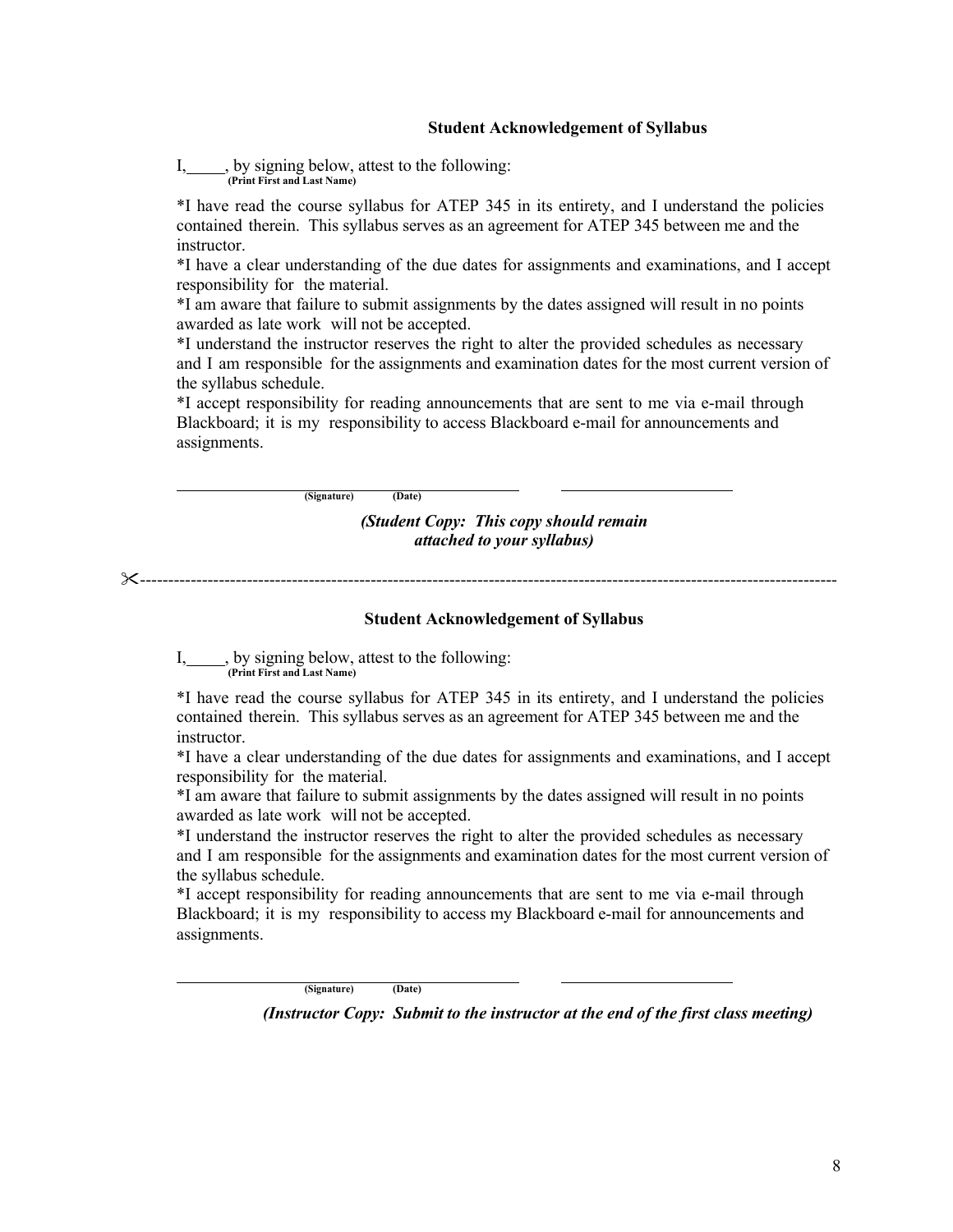**Student Acknowledgement of Syllabus**

I,_____, by signing below, attest to the following:
**(Print First and Last Name)**

*I have read the course syllabus for ATEP 345 in its entirety, and I understand the policies contained therein. This syllabus serves as an agreement for ATEP 345 between me and the instructor.
*I have a clear understanding of the due dates for assignments and examinations, and I accept responsibility for the material.
*I am aware that failure to submit assignments by the dates assigned will result in no points awarded as late work will not be accepted.
*I understand the instructor reserves the right to alter the provided schedules as necessary and I am responsible for the assignments and examination dates for the most current version of the syllabus schedule.
*I accept responsibility for reading announcements that are sent to me via e-mail through Blackboard; it is my responsibility to access Blackboard e-mail for announcements and assignments.

\_\_\_\_\_\_\_\_\_\_\_\_\_\_\_\_\_\_\_\_\_\_\_\_\_\_\_\_\_\_\_\_\_\_ \_\_\_\_\_\_\_\_\_\_\_\_\_\_\_\_\_\_\_\_\_\_
**(Signature) (Date)**

***(Student Copy: This copy should remain attached to your syllabus)***

✂-------------------------------------------------------------------------------------------------------------------------

**Student Acknowledgement of Syllabus**

I,_____, by signing below, attest to the following:
**(Print First and Last Name)**

*I have read the course syllabus for ATEP 345 in its entirety, and I understand the policies contained therein. This syllabus serves as an agreement for ATEP 345 between me and the instructor.
*I have a clear understanding of the due dates for assignments and examinations, and I accept responsibility for the material.
*I am aware that failure to submit assignments by the dates assigned will result in no points awarded as late work will not be accepted.
*I understand the instructor reserves the right to alter the provided schedules as necessary and I am responsible for the assignments and examination dates for the most current version of the syllabus schedule.
*I accept responsibility for reading announcements that are sent to me via e-mail through Blackboard; it is my responsibility to access my Blackboard e-mail for announcements and assignments.

\_\_\_\_\_\_\_\_\_\_\_\_\_\_\_\_\_\_\_\_\_\_\_\_\_\_\_\_\_\_\_\_\_\_ \_\_\_\_\_\_\_\_\_\_\_\_\_\_\_\_\_\_\_\_\_\_
**(Signature) (Date)**

***(Instructor Copy: Submit to the instructor at the end of the first class meeting)***